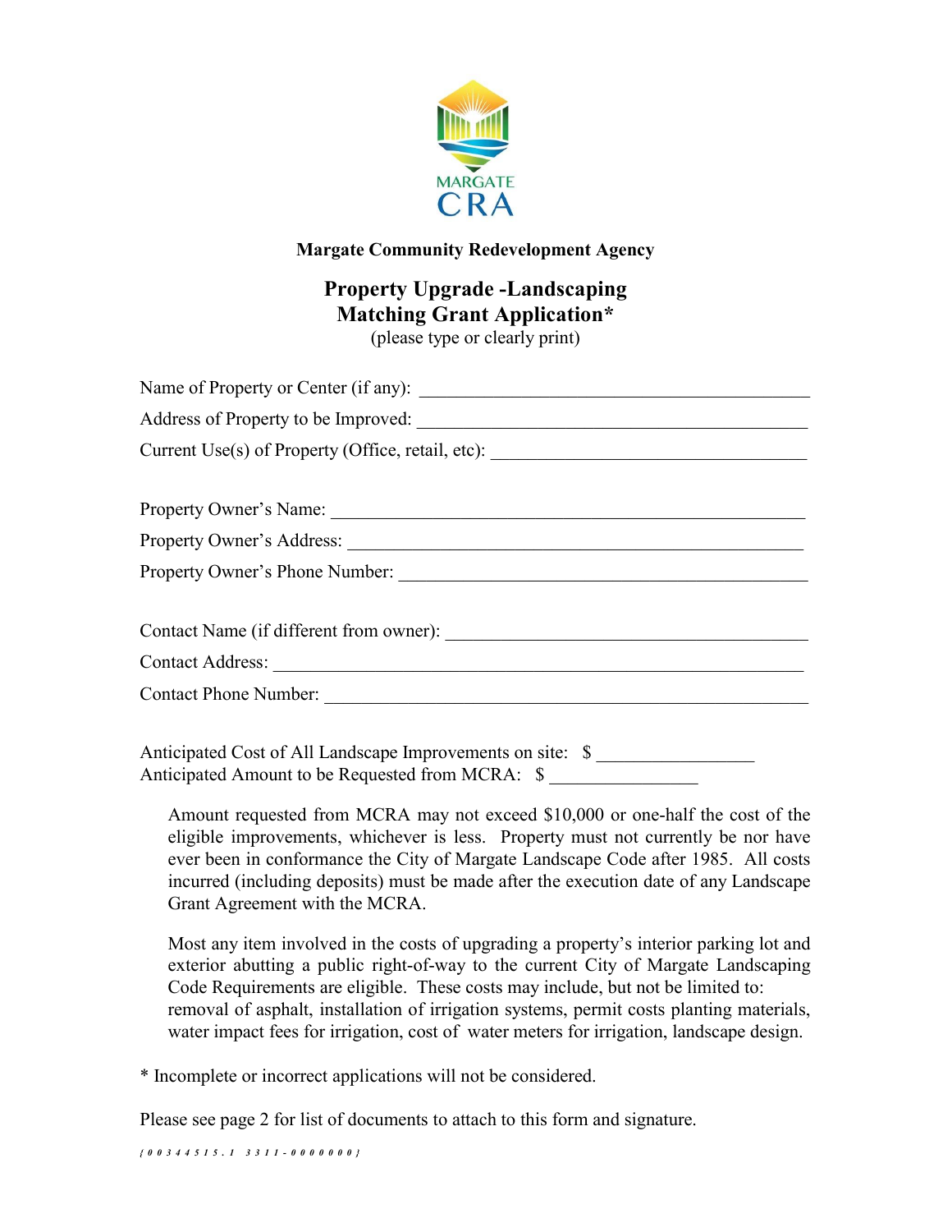MARGATE CRA

**Margate Community Redevelopment Agency**

## Property Upgrade -Landscaping Matching Grant Application*

(please type or clearly print)

Name of Property or Center (if any): ____________________________________________

Address of Property to be Improved: ____________________________________________

Current Use(s) of Property (Office, retail, etc): ___________________________________

Property Owner's Name: _____________________________________________________

Property Owner's Address: ___________________________________________________

Property Owner's Phone Number: ______________________________________________

Contact Name (if different from owner): ________________________________________

Contact Address: ___________________________________________________________

Contact Phone Number: ______________________________________________________

Anticipated Cost of All Landscape Improvements on site: $ _________________

Anticipated Amount to be Requested from MCRA: $ ________________

Amount requested from MCRA may not exceed $10,000 or one-half the cost of the eligible improvements, whichever is less. Property must not currently be nor have ever been in conformance the City of Margate Landscape Code after 1985. All costs incurred (including deposits) must be made after the execution date of any Landscape Grant Agreement with the MCRA.

Most any item involved in the costs of upgrading a property's interior parking lot and exterior abutting a public right-of-way to the current City of Margate Landscaping Code Requirements are eligible. These costs may include, but not be limited to: removal of asphalt, installation of irrigation systems, permit costs planting materials, water impact fees for irrigation, cost of water meters for irrigation, landscape design.

* Incomplete or incorrect applications will not be considered.

Please see page 2 for list of documents to attach to this form and signature.

{00344515.1 3311-0000000}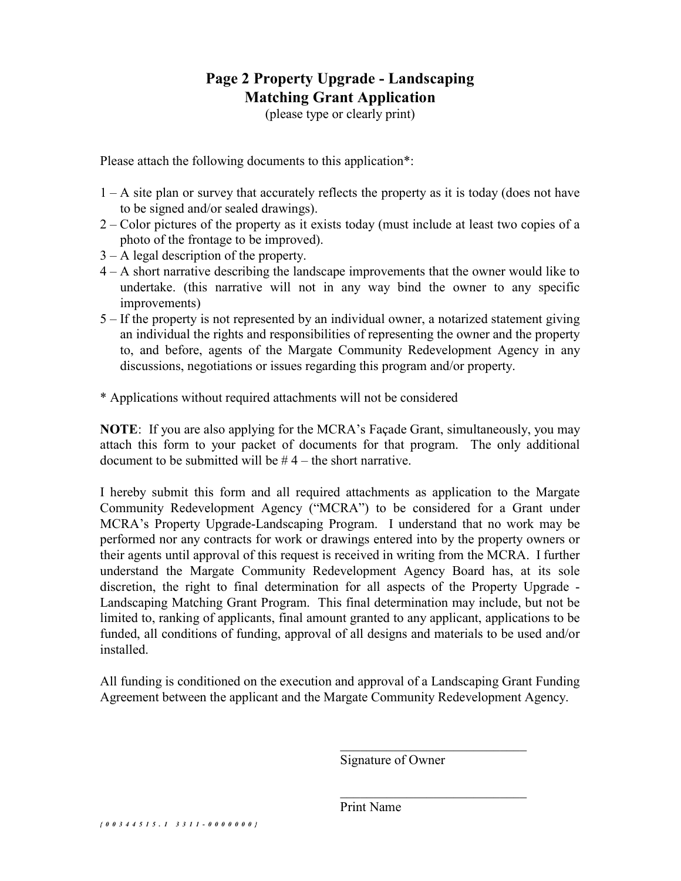# Page 2 Property Upgrade - Landscaping Matching Grant Application

(please type or clearly print)

Please attach the following documents to this application*:

1 – A site plan or survey that accurately reflects the property as it is today (does not have to be signed and/or sealed drawings).
2 – Color pictures of the property as it exists today (must include at least two copies of a photo of the frontage to be improved).
3 – A legal description of the property.
4 – A short narrative describing the landscape improvements that the owner would like to undertake. (this narrative will not in any way bind the owner to any specific improvements)
5 – If the property is not represented by an individual owner, a notarized statement giving an individual the rights and responsibilities of representing the owner and the property to, and before, agents of the Margate Community Redevelopment Agency in any discussions, negotiations or issues regarding this program and/or property.

* Applications without required attachments will not be considered

**NOTE**: If you are also applying for the MCRA's Façade Grant, simultaneously, you may attach this form to your packet of documents for that program. The only additional document to be submitted will be # 4 – the short narrative.

I hereby submit this form and all required attachments as application to the Margate Community Redevelopment Agency ("MCRA") to be considered for a Grant under MCRA's Property Upgrade-Landscaping Program. I understand that no work may be performed nor any contracts for work or drawings entered into by the property owners or their agents until approval of this request is received in writing from the MCRA. I further understand the Margate Community Redevelopment Agency Board has, at its sole discretion, the right to final determination for all aspects of the Property Upgrade - Landscaping Matching Grant Program. This final determination may include, but not be limited to, ranking of applicants, final amount granted to any applicant, applications to be funded, all conditions of funding, approval of all designs and materials to be used and/or installed.

All funding is conditioned on the execution and approval of a Landscaping Grant Funding Agreement between the applicant and the Margate Community Redevelopment Agency.

______________________________
Signature of Owner

______________________________
Print Name

*{00344515.1 3311-0000000}*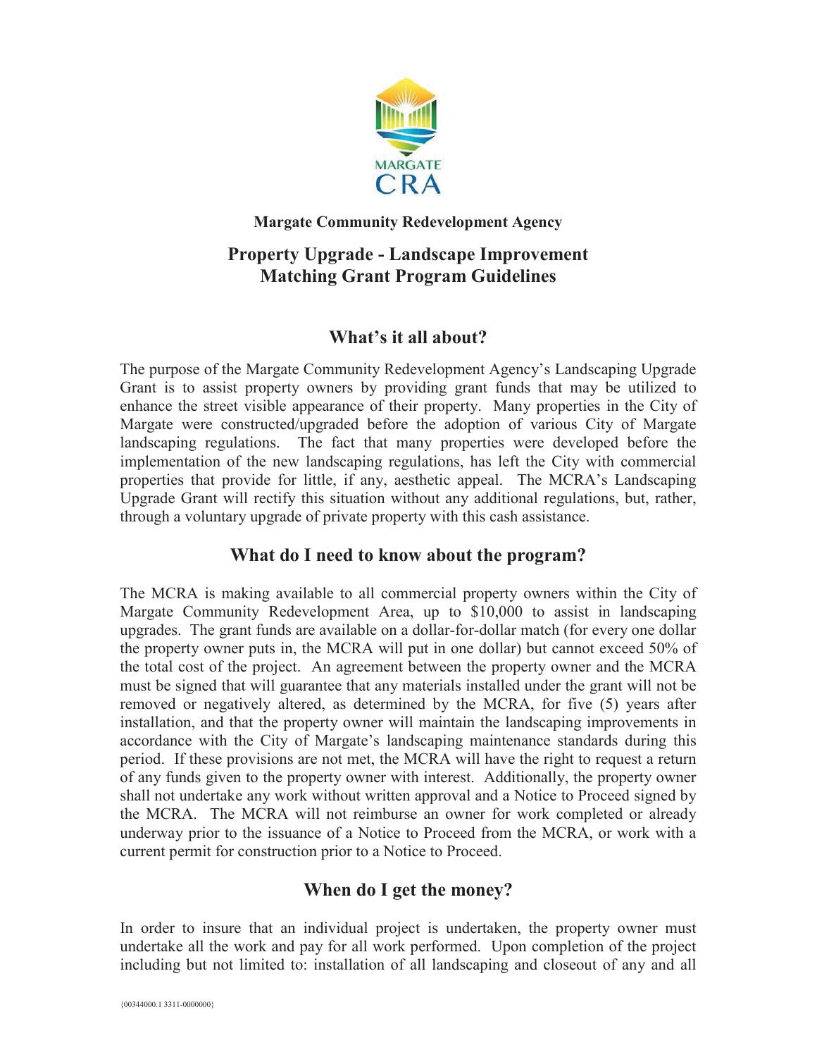Margate Community Redevelopment Agency

# Property Upgrade - Landscape Improvement Matching Grant Program Guidelines

## What's it all about?

The purpose of the Margate Community Redevelopment Agency's Landscaping Upgrade Grant is to assist property owners by providing grant funds that may be utilized to enhance the street visible appearance of their property. Many properties in the City of Margate were constructed/upgraded before the adoption of various City of Margate landscaping regulations. The fact that many properties were developed before the implementation of the new landscaping regulations, has left the City with commercial properties that provide for little, if any, aesthetic appeal. The MCRA's Landscaping Upgrade Grant will rectify this situation without any additional regulations, but, rather, through a voluntary upgrade of private property with this cash assistance.

## What do I need to know about the program?

The MCRA is making available to all commercial property owners within the City of Margate Community Redevelopment Area, up to $10,000 to assist in landscaping upgrades. The grant funds are available on a dollar-for-dollar match (for every one dollar the property owner puts in, the MCRA will put in one dollar) but cannot exceed 50% of the total cost of the project. An agreement between the property owner and the MCRA must be signed that will guarantee that any materials installed under the grant will not be removed or negatively altered, as determined by the MCRA, for five (5) years after installation, and that the property owner will maintain the landscaping improvements in accordance with the City of Margate's landscaping maintenance standards during this period. If these provisions are not met, the MCRA will have the right to request a return of any funds given to the property owner with interest. Additionally, the property owner shall not undertake any work without written approval and a Notice to Proceed signed by the MCRA. The MCRA will not reimburse an owner for work completed or already underway prior to the issuance of a Notice to Proceed from the MCRA, or work with a current permit for construction prior to a Notice to Proceed.

## When do I get the money?

In order to insure that an individual project is undertaken, the property owner must undertake all the work and pay for all work performed. Upon completion of the project including but not limited to: installation of all landscaping and closeout of any and all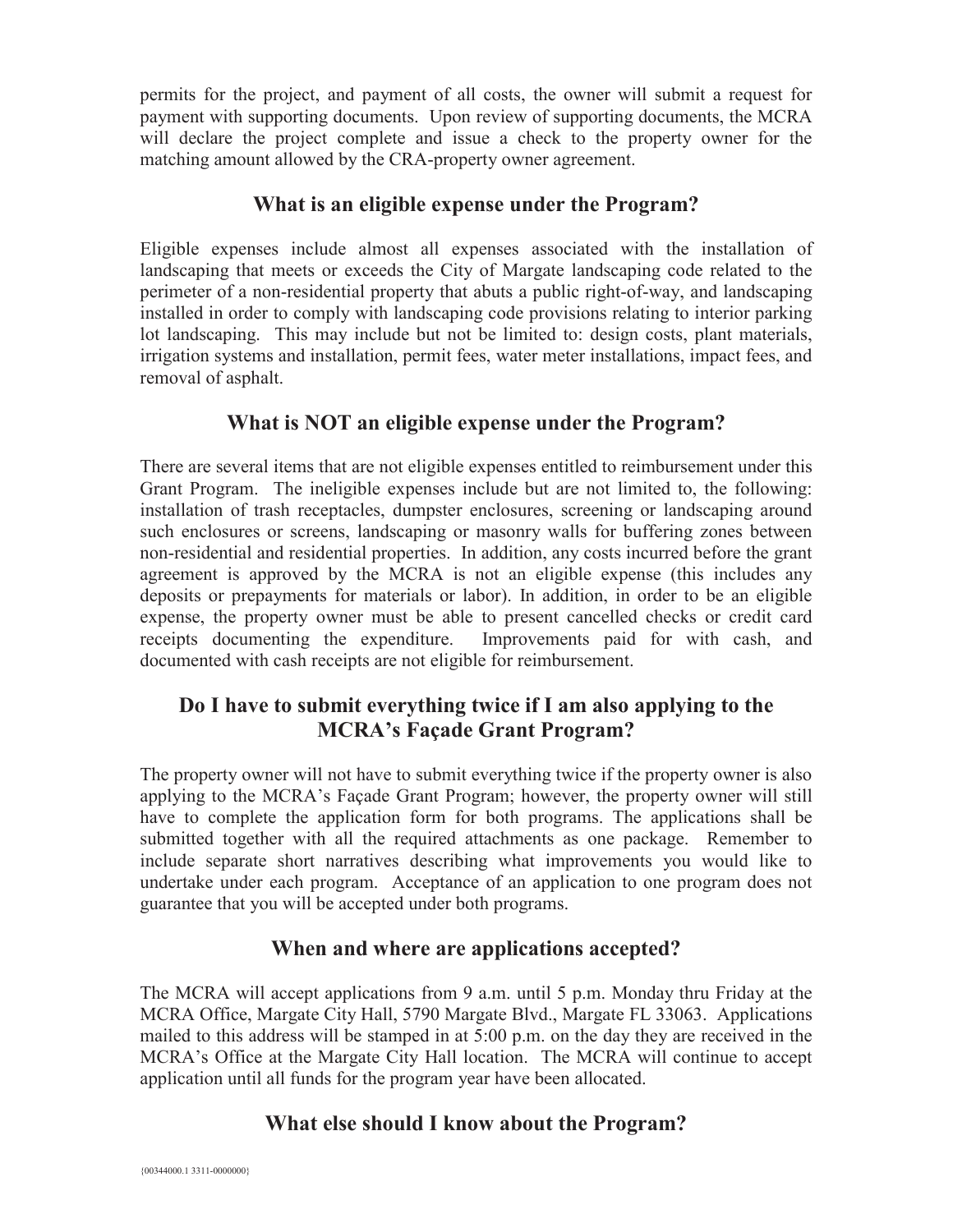permits for the project, and payment of all costs, the owner will submit a request for payment with supporting documents. Upon review of supporting documents, the MCRA will declare the project complete and issue a check to the property owner for the matching amount allowed by the CRA-property owner agreement.

## What is an eligible expense under the Program?

Eligible expenses include almost all expenses associated with the installation of landscaping that meets or exceeds the City of Margate landscaping code related to the perimeter of a non-residential property that abuts a public right-of-way, and landscaping installed in order to comply with landscaping code provisions relating to interior parking lot landscaping. This may include but not be limited to: design costs, plant materials, irrigation systems and installation, permit fees, water meter installations, impact fees, and removal of asphalt.

## What is NOT an eligible expense under the Program?

There are several items that are not eligible expenses entitled to reimbursement under this Grant Program. The ineligible expenses include but are not limited to, the following: installation of trash receptacles, dumpster enclosures, screening or landscaping around such enclosures or screens, landscaping or masonry walls for buffering zones between non-residential and residential properties. In addition, any costs incurred before the grant agreement is approved by the MCRA is not an eligible expense (this includes any deposits or prepayments for materials or labor). In addition, in order to be an eligible expense, the property owner must be able to present cancelled checks or credit card receipts documenting the expenditure. Improvements paid for with cash, and documented with cash receipts are not eligible for reimbursement.

## Do I have to submit everything twice if I am also applying to the MCRA's Façade Grant Program?

The property owner will not have to submit everything twice if the property owner is also applying to the MCRA's Façade Grant Program; however, the property owner will still have to complete the application form for both programs. The applications shall be submitted together with all the required attachments as one package. Remember to include separate short narratives describing what improvements you would like to undertake under each program. Acceptance of an application to one program does not guarantee that you will be accepted under both programs.

## When and where are applications accepted?

The MCRA will accept applications from 9 a.m. until 5 p.m. Monday thru Friday at the MCRA Office, Margate City Hall, 5790 Margate Blvd., Margate FL 33063. Applications mailed to this address will be stamped in at 5:00 p.m. on the day they are received in the MCRA's Office at the Margate City Hall location. The MCRA will continue to accept application until all funds for the program year have been allocated.

## What else should I know about the Program?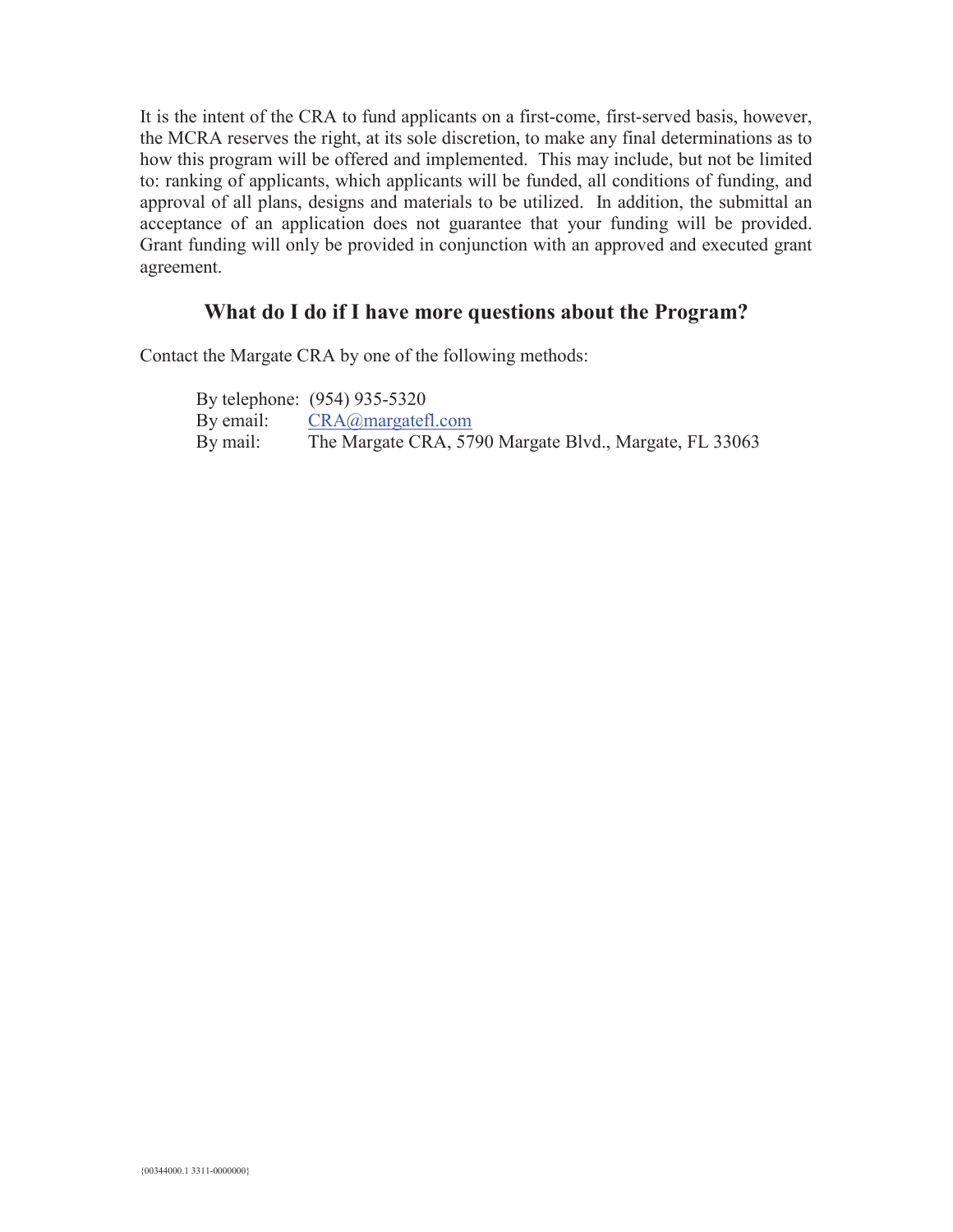It is the intent of the CRA to fund applicants on a first-come, first-served basis, however, the MCRA reserves the right, at its sole discretion, to make any final determinations as to how this program will be offered and implemented. This may include, but not be limited to: ranking of applicants, which applicants will be funded, all conditions of funding, and approval of all plans, designs and materials to be utilized. In addition, the submittal an acceptance of an application does not guarantee that your funding will be provided. Grant funding will only be provided in conjunction with an approved and executed grant agreement.

## What do I do if I have more questions about the Program?

Contact the Margate CRA by one of the following methods:

By telephone: (954) 935-5320
By email: CRA@margatefl.com
By mail: The Margate CRA, 5790 Margate Blvd., Margate, FL 33063

{00344000.1 3311-0000000}